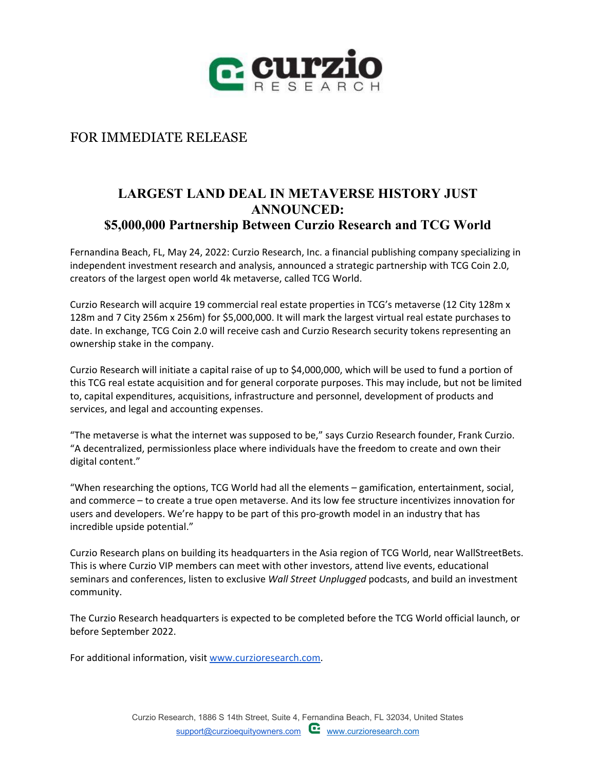FOR IMMEDIATE RELEASE

# LARGEST LAND DEAL IN METAVERSE HISTORY JUST ANNOUNCED: $5,000,000 Partnership Between Curzio Research and TCG World

Fernandina Beach, FL, May 24, 2022: Curzio Research, Inc. a financial publishing company specializing in independent investment research and analysis, announced a strategic partnership with TCG Coin 2.0, creators of the largest open world 4k metaverse, called TCG World.

Curzio Research will acquire 19 commercial real estate properties in TCG's metaverse (12 City 128m x 128m and 7 City 256m x 256m) for $5,000,000. It will mark the largest virtual real estate purchases to date. In exchange, TCG Coin 2.0 will receive cash and Curzio Research security tokens representing an ownership stake in the company.

Curzio Research will initiate a capital raise of up to $4,000,000, which will be used to fund a portion of this TCG real estate acquisition and for general corporate purposes. This may include, but not be limited to, capital expenditures, acquisitions, infrastructure and personnel, development of products and services, and legal and accounting expenses.

"The metaverse is what the internet was supposed to be," says Curzio Research founder, Frank Curzio. "A decentralized, permissionless place where individuals have the freedom to create and own their digital content."

"When researching the options, TCG World had all the elements – gamification, entertainment, social, and commerce – to create a true open metaverse. And its low fee structure incentivizes innovation for users and developers. We're happy to be part of this pro-growth model in an industry that has incredible upside potential."

Curzio Research plans on building its headquarters in the Asia region of TCG World, near WallStreetBets. This is where Curzio VIP members can meet with other investors, attend live events, educational seminars and conferences, listen to exclusive *Wall Street Unplugged* podcasts, and build an investment community.

The Curzio Research headquarters is expected to be completed before the TCG World official launch, or before September 2022.

For additional information, visit www.curzioresearch.com.

Curzio Research, 1886 S 14th Street, Suite 4, Fernandina Beach, FL 32034, United States
support@curzioequityowners.com www.curzioresearch.com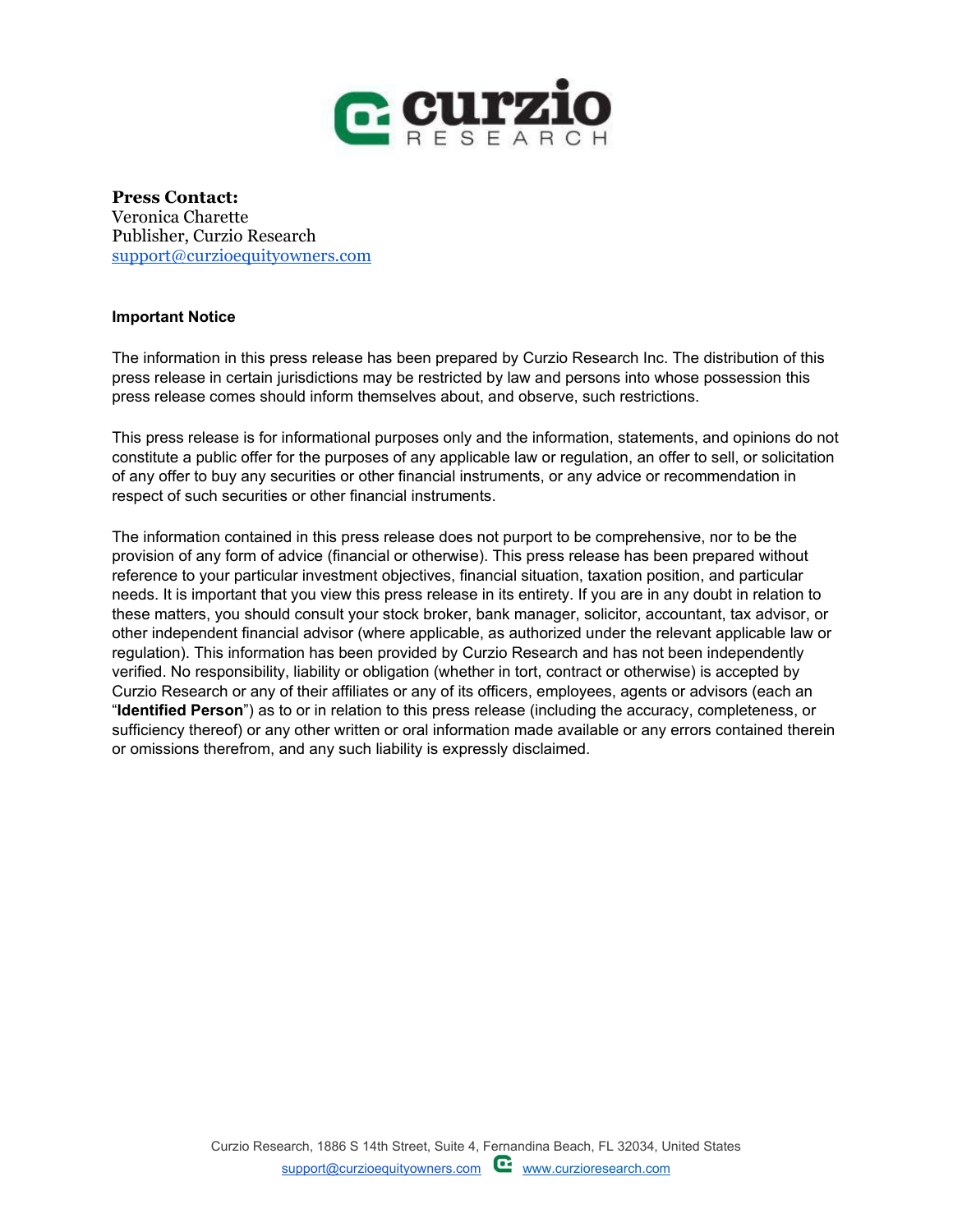**Press Contact:**
Veronica Charette
Publisher, Curzio Research
support@curzioequityowners.com

**Important Notice**

The information in this press release has been prepared by Curzio Research Inc. The distribution of this press release in certain jurisdictions may be restricted by law and persons into whose possession this press release comes should inform themselves about, and observe, such restrictions.

This press release is for informational purposes only and the information, statements, and opinions do not constitute a public offer for the purposes of any applicable law or regulation, an offer to sell, or solicitation of any offer to buy any securities or other financial instruments, or any advice or recommendation in respect of such securities or other financial instruments.

The information contained in this press release does not purport to be comprehensive, nor to be the provision of any form of advice (financial or otherwise). This press release has been prepared without reference to your particular investment objectives, financial situation, taxation position, and particular needs. It is important that you view this press release in its entirety. If you are in any doubt in relation to these matters, you should consult your stock broker, bank manager, solicitor, accountant, tax advisor, or other independent financial advisor (where applicable, as authorized under the relevant applicable law or regulation). This information has been provided by Curzio Research and has not been independently verified. No responsibility, liability or obligation (whether in tort, contract or otherwise) is accepted by Curzio Research or any of their affiliates or any of its officers, employees, agents or advisors (each an "**Identified Person**") as to or in relation to this press release (including the accuracy, completeness, or sufficiency thereof) or any other written or oral information made available or any errors contained therein or omissions therefrom, and any such liability is expressly disclaimed.

Curzio Research, 1886 S 14th Street, Suite 4, Fernandina Beach, FL 32034, United States
support@curzioequityowners.com www.curzioresearch.com